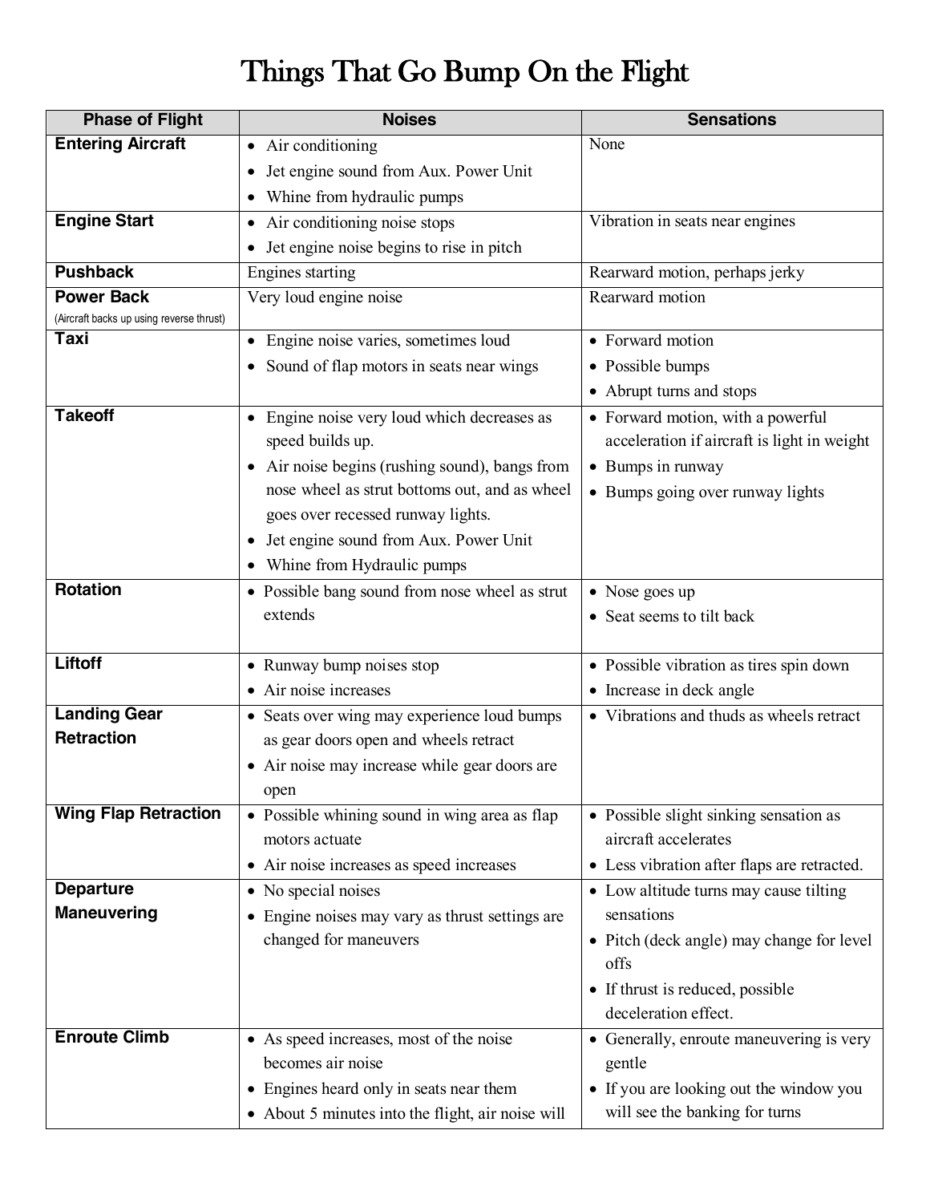# Things That Go Bump On the Flight

| Phase of Flight | Noises | Sensations |
|---|---|---|
| **Entering Aircraft** | • Air conditioning<br>• Jet engine sound from Aux. Power Unit<br>• Whine from hydraulic pumps | None |
| **Engine Start** | • Air conditioning noise stops<br>• Jet engine noise begins to rise in pitch | Vibration in seats near engines |
| **Pushback** | Engines starting | Rearward motion, perhaps jerky |
| **Power Back** (Aircraft backs up using reverse thrust) | Very loud engine noise | Rearward motion |
| **Taxi** | • Engine noise varies, sometimes loud<br>• Sound of flap motors in seats near wings | • Forward motion<br>• Possible bumps<br>• Abrupt turns and stops |
| **Takeoff** | • Engine noise very loud which decreases as speed builds up.<br>• Air noise begins (rushing sound), bangs from nose wheel as strut bottoms out, and as wheel goes over recessed runway lights.<br>• Jet engine sound from Aux. Power Unit<br>• Whine from Hydraulic pumps | • Forward motion, with a powerful acceleration if aircraft is light in weight<br>• Bumps in runway<br>• Bumps going over runway lights |
| **Rotation** | • Possible bang sound from nose wheel as strut extends | • Nose goes up<br>• Seat seems to tilt back |
| **Liftoff** | • Runway bump noises stop<br>• Air noise increases | • Possible vibration as tires spin down<br>• Increase in deck angle |
| **Landing Gear Retraction** | • Seats over wing may experience loud bumps as gear doors open and wheels retract<br>• Air noise may increase while gear doors are open | • Vibrations and thuds as wheels retract |
| **Wing Flap Retraction** | • Possible whining sound in wing area as flap motors actuate<br>• Air noise increases as speed increases | • Possible slight sinking sensation as aircraft accelerates<br>• Less vibration after flaps are retracted. |
| **Departure Maneuvering** | • No special noises<br>• Engine noises may vary as thrust settings are changed for maneuvers | • Low altitude turns may cause tilting sensations<br>• Pitch (deck angle) may change for level offs<br>• If thrust is reduced, possible deceleration effect. |
| **Enroute Climb** | • As speed increases, most of the noise becomes air noise<br>• Engines heard only in seats near them<br>• About 5 minutes into the flight, air noise will | • Generally, enroute maneuvering is very gentle<br>• If you are looking out the window you will see the banking for turns |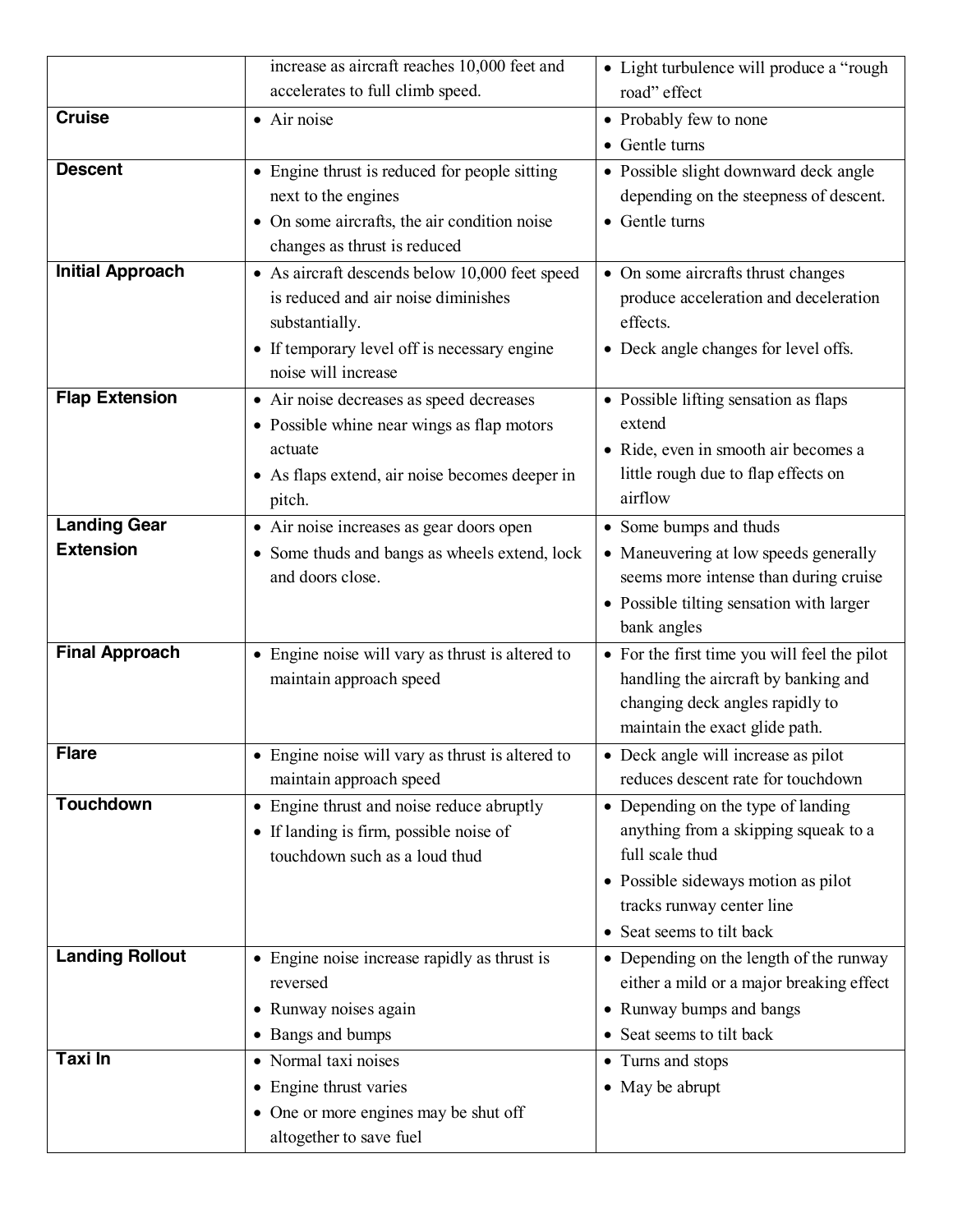| | | |
|---|---|---|
| | • increase as aircraft reaches 10,000 feet and accelerates to full climb speed. | • Light turbulence will produce a "rough road" effect |
| **Cruise** | • Air noise | • Probably few to none<br>• Gentle turns |
| **Descent** | • Engine thrust is reduced for people sitting next to the engines<br>• On some aircrafts, the air condition noise changes as thrust is reduced | • Possible slight downward deck angle depending on the steepness of descent.<br>• Gentle turns |
| **Initial Approach** | • As aircraft descends below 10,000 feet speed is reduced and air noise diminishes substantially.<br>• If temporary level off is necessary engine noise will increase | • On some aircrafts thrust changes produce acceleration and deceleration effects.<br>• Deck angle changes for level offs. |
| **Flap Extension** | • Air noise decreases as speed decreases<br>• Possible whine near wings as flap motors actuate<br>• As flaps extend, air noise becomes deeper in pitch. | • Possible lifting sensation as flaps extend<br>• Ride, even in smooth air becomes a little rough due to flap effects on airflow |
| **Landing Gear Extension** | • Air noise increases as gear doors open<br>• Some thuds and bangs as wheels extend, lock and doors close. | • Some bumps and thuds<br>• Maneuvering at low speeds generally seems more intense than during cruise<br>• Possible tilting sensation with larger bank angles |
| **Final Approach** | • Engine noise will vary as thrust is altered to maintain approach speed | • For the first time you will feel the pilot handling the aircraft by banking and changing deck angles rapidly to maintain the exact glide path. |
| **Flare** | • Engine noise will vary as thrust is altered to maintain approach speed | • Deck angle will increase as pilot reduces descent rate for touchdown |
| **Touchdown** | • Engine thrust and noise reduce abruptly<br>• If landing is firm, possible noise of touchdown such as a loud thud | • Depending on the type of landing anything from a skipping squeak to a full scale thud<br>• Possible sideways motion as pilot tracks runway center line<br>• Seat seems to tilt back |
| **Landing Rollout** | • Engine noise increase rapidly as thrust is reversed<br>• Runway noises again<br>• Bangs and bumps | • Depending on the length of the runway either a mild or a major breaking effect<br>• Runway bumps and bangs<br>• Seat seems to tilt back |
| **Taxi In** | • Normal taxi noises<br>• Engine thrust varies<br>• One or more engines may be shut off altogether to save fuel | • Turns and stops<br>• May be abrupt |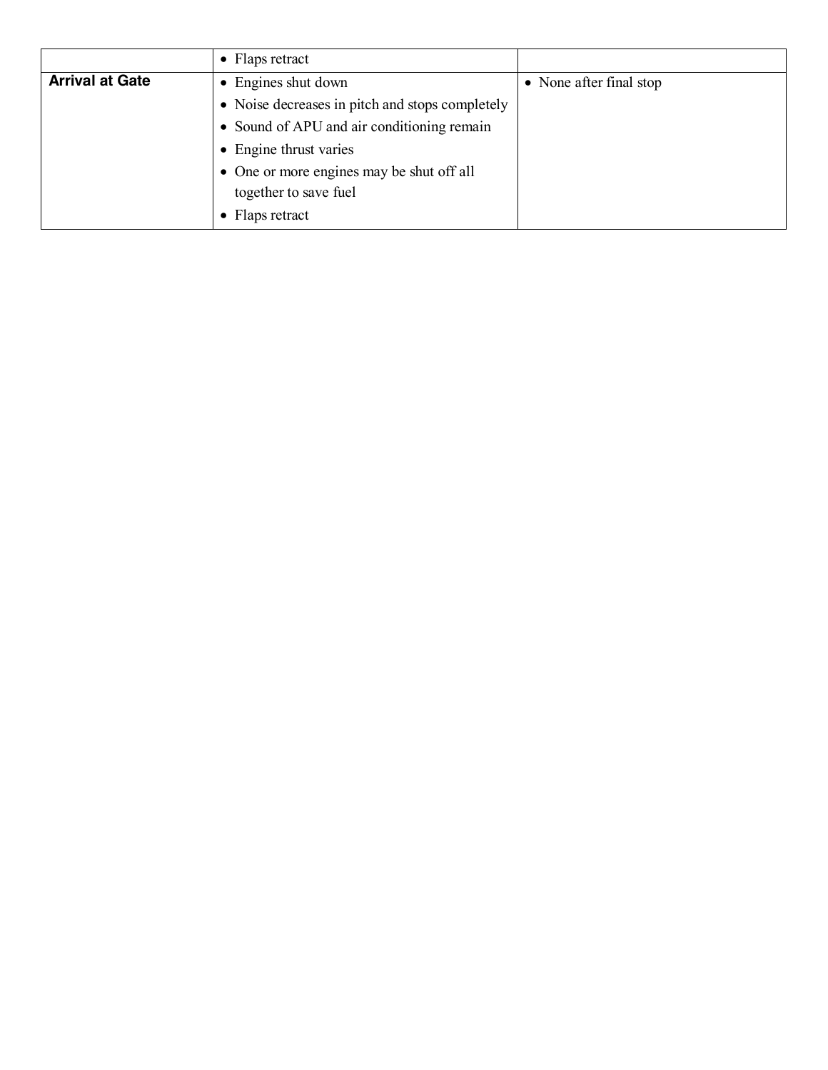| | | |
|---|---|---|
| | • Flaps retract | |
| **Arrival at Gate** | • Engines shut down<br>• Noise decreases in pitch and stops completely<br>• Sound of APU and air conditioning remain<br>• Engine thrust varies<br>• One or more engines may be shut off all together to save fuel<br>• Flaps retract | • None after final stop |